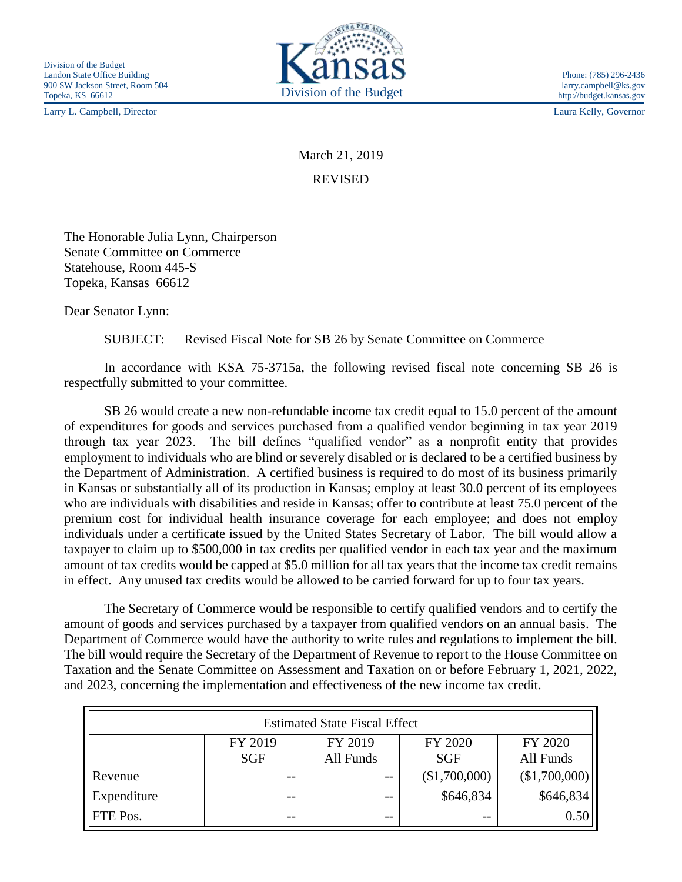Division of the Budget
Landon State Office Building
900 SW Jackson Street, Room 504
Topeka, KS 66612

Kansas Division of the Budget

Phone: (785) 296-2436
larry.campbell@ks.gov
http://budget.kansas.gov

Larry L. Campbell, Director

Laura Kelly, Governor

March 21, 2019

REVISED

The Honorable Julia Lynn, Chairperson
Senate Committee on Commerce
Statehouse, Room 445-S
Topeka, Kansas 66612

Dear Senator Lynn:

SUBJECT: Revised Fiscal Note for SB 26 by Senate Committee on Commerce

In accordance with KSA 75-3715a, the following revised fiscal note concerning SB 26 is respectfully submitted to your committee.

SB 26 would create a new non-refundable income tax credit equal to 15.0 percent of the amount of expenditures for goods and services purchased from a qualified vendor beginning in tax year 2019 through tax year 2023. The bill defines "qualified vendor" as a nonprofit entity that provides employment to individuals who are blind or severely disabled or is declared to be a certified business by the Department of Administration. A certified business is required to do most of its business primarily in Kansas or substantially all of its production in Kansas; employ at least 30.0 percent of its employees who are individuals with disabilities and reside in Kansas; offer to contribute at least 75.0 percent of the premium cost for individual health insurance coverage for each employee; and does not employ individuals under a certificate issued by the United States Secretary of Labor. The bill would allow a taxpayer to claim up to $500,000 in tax credits per qualified vendor in each tax year and the maximum amount of tax credits would be capped at $5.0 million for all tax years that the income tax credit remains in effect. Any unused tax credits would be allowed to be carried forward for up to four tax years.

The Secretary of Commerce would be responsible to certify qualified vendors and to certify the amount of goods and services purchased by a taxpayer from qualified vendors on an annual basis. The Department of Commerce would have the authority to write rules and regulations to implement the bill. The bill would require the Secretary of the Department of Revenue to report to the House Committee on Taxation and the Senate Committee on Assessment and Taxation on or before February 1, 2021, 2022, and 2023, concerning the implementation and effectiveness of the new income tax credit.

| Estimated State Fiscal Effect | | | | |
|---|---|---|---|---|
| | FY 2019 SGF | FY 2019 All Funds | FY 2020 SGF | FY 2020 All Funds |
| Revenue | -- | -- | ($1,700,000) | ($1,700,000) |
| Expenditure | -- | -- | $646,834 | $646,834 |
| FTE Pos. | -- | -- | -- | 0.50 |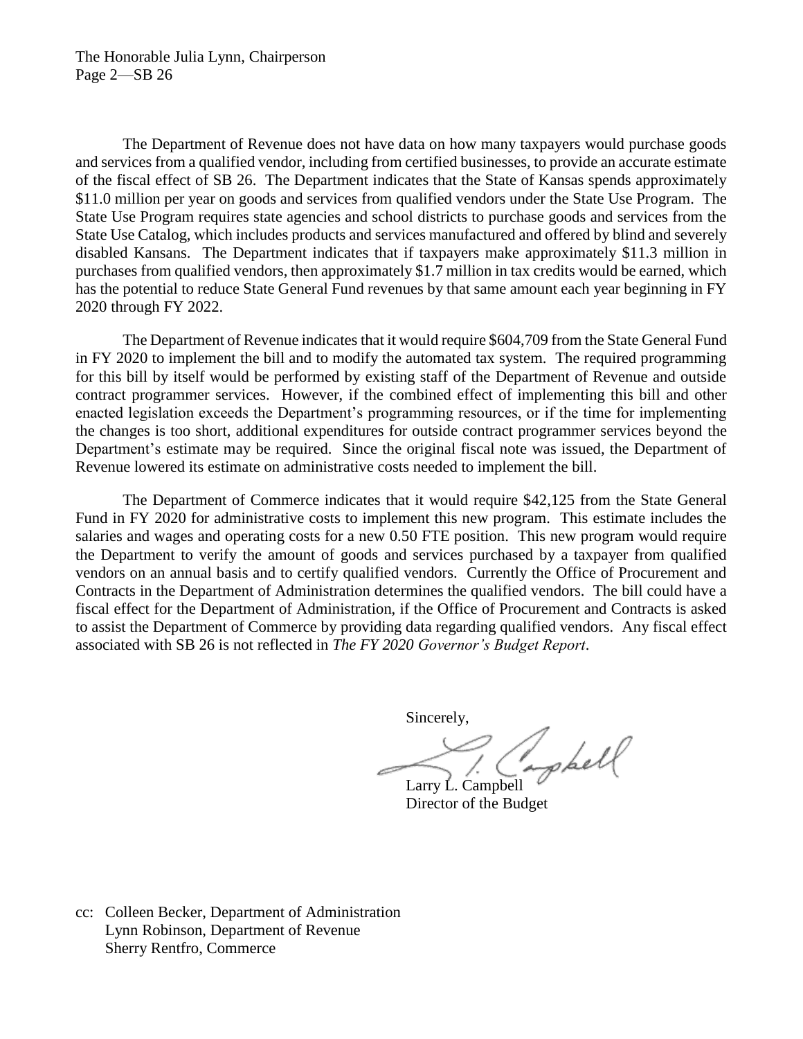The Department of Revenue does not have data on how many taxpayers would purchase goods and services from a qualified vendor, including from certified businesses, to provide an accurate estimate of the fiscal effect of SB 26. The Department indicates that the State of Kansas spends approximately $11.0 million per year on goods and services from qualified vendors under the State Use Program. The State Use Program requires state agencies and school districts to purchase goods and services from the State Use Catalog, which includes products and services manufactured and offered by blind and severely disabled Kansans. The Department indicates that if taxpayers make approximately $11.3 million in purchases from qualified vendors, then approximately $1.7 million in tax credits would be earned, which has the potential to reduce State General Fund revenues by that same amount each year beginning in FY 2020 through FY 2022.

The Department of Revenue indicates that it would require $604,709 from the State General Fund in FY 2020 to implement the bill and to modify the automated tax system. The required programming for this bill by itself would be performed by existing staff of the Department of Revenue and outside contract programmer services. However, if the combined effect of implementing this bill and other enacted legislation exceeds the Department's programming resources, or if the time for implementing the changes is too short, additional expenditures for outside contract programmer services beyond the Department's estimate may be required. Since the original fiscal note was issued, the Department of Revenue lowered its estimate on administrative costs needed to implement the bill.

The Department of Commerce indicates that it would require $42,125 from the State General Fund in FY 2020 for administrative costs to implement this new program. This estimate includes the salaries and wages and operating costs for a new 0.50 FTE position. This new program would require the Department to verify the amount of goods and services purchased by a taxpayer from qualified vendors on an annual basis and to certify qualified vendors. Currently the Office of Procurement and Contracts in the Department of Administration determines the qualified vendors. The bill could have a fiscal effect for the Department of Administration, if the Office of Procurement and Contracts is asked to assist the Department of Commerce by providing data regarding qualified vendors. Any fiscal effect associated with SB 26 is not reflected in *The FY 2020 Governor's Budget Report*.

Sincerely,

Larry L. Campbell
Director of the Budget

cc: Colleen Becker, Department of Administration
Lynn Robinson, Department of Revenue
Sherry Rentfro, Commerce